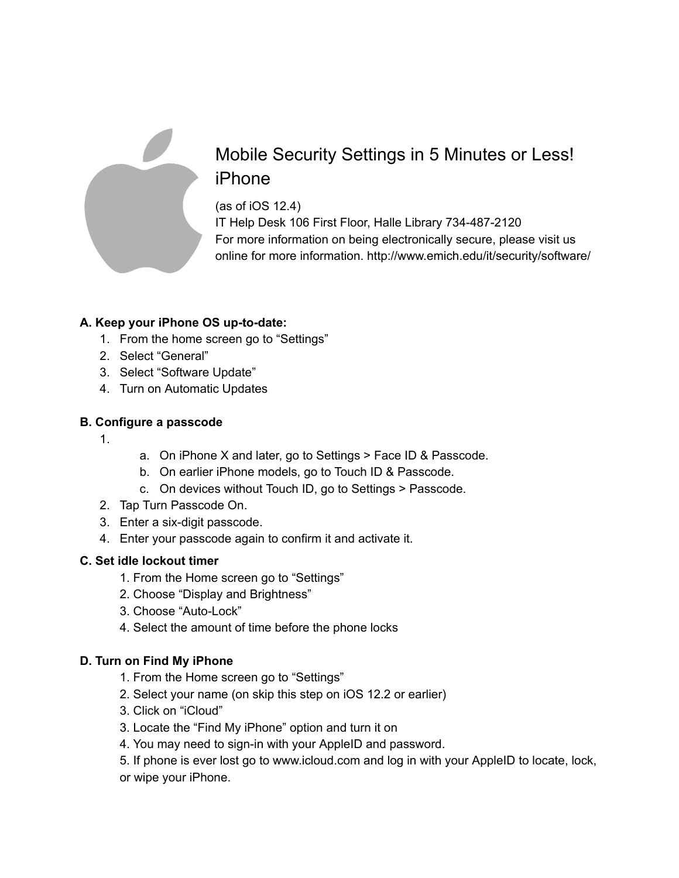# Mobile Security Settings in 5 Minutes or Less! iPhone

(as of iOS 12.4)
IT Help Desk 106 First Floor, Halle Library 734-487-2120
For more information on being electronically secure, please visit us online for more information. http://www.emich.edu/it/security/software/

**A. Keep your iPhone OS up-to-date:**

1. From the home screen go to "Settings"
2. Select "General"
3. Select "Software Update"
4. Turn on Automatic Updates

**B. Configure a passcode**

1. 
    a. On iPhone X and later, go to Settings > Face ID & Passcode.
    b. On earlier iPhone models, go to Touch ID & Passcode.
    c. On devices without Touch ID, go to Settings > Passcode.
2. Tap Turn Passcode On.
3. Enter a six-digit passcode.
4. Enter your passcode again to confirm it and activate it.

**C. Set idle lockout timer**

1. From the Home screen go to "Settings"
2. Choose "Display and Brightness"
3. Choose "Auto-Lock"
4. Select the amount of time before the phone locks

**D. Turn on Find My iPhone**

1. From the Home screen go to "Settings"
2. Select your name (on skip this step on iOS 12.2 or earlier)
3. Click on "iCloud"
3. Locate the "Find My iPhone" option and turn it on
4. You may need to sign-in with your AppleID and password.
5. If phone is ever lost go to www.icloud.com and log in with your AppleID to locate, lock, or wipe your iPhone.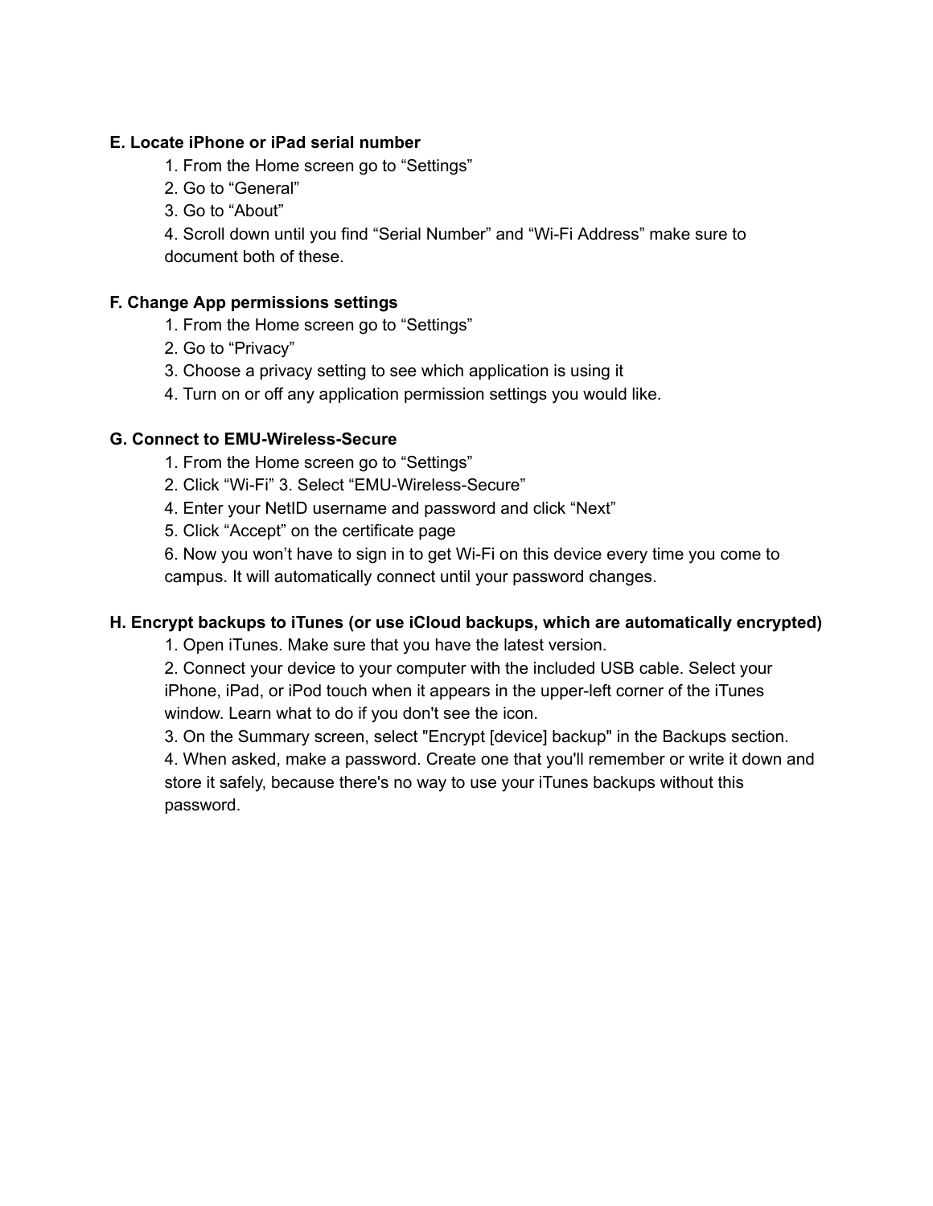**E. Locate iPhone or iPad serial number**

1. From the Home screen go to "Settings"
2. Go to "General"
3. Go to "About"
4. Scroll down until you find "Serial Number" and "Wi-Fi Address" make sure to document both of these.

**F. Change App permissions settings**

1. From the Home screen go to "Settings"
2. Go to "Privacy"
3. Choose a privacy setting to see which application is using it
4. Turn on or off any application permission settings you would like.

**G. Connect to EMU-Wireless-Secure**

1. From the Home screen go to "Settings"
2. Click "Wi-Fi" 3. Select "EMU-Wireless-Secure"
4. Enter your NetID username and password and click "Next"
5. Click "Accept" on the certificate page
6. Now you won't have to sign in to get Wi-Fi on this device every time you come to campus. It will automatically connect until your password changes.

**H. Encrypt backups to iTunes (or use iCloud backups, which are automatically encrypted)**

1. Open iTunes. Make sure that you have the latest version.
2. Connect your device to your computer with the included USB cable. Select your iPhone, iPad, or iPod touch when it appears in the upper-left corner of the iTunes window. Learn what to do if you don't see the icon.
3. On the Summary screen, select "Encrypt [device] backup" in the Backups section.
4. When asked, make a password. Create one that you'll remember or write it down and store it safely, because there's no way to use your iTunes backups without this password.